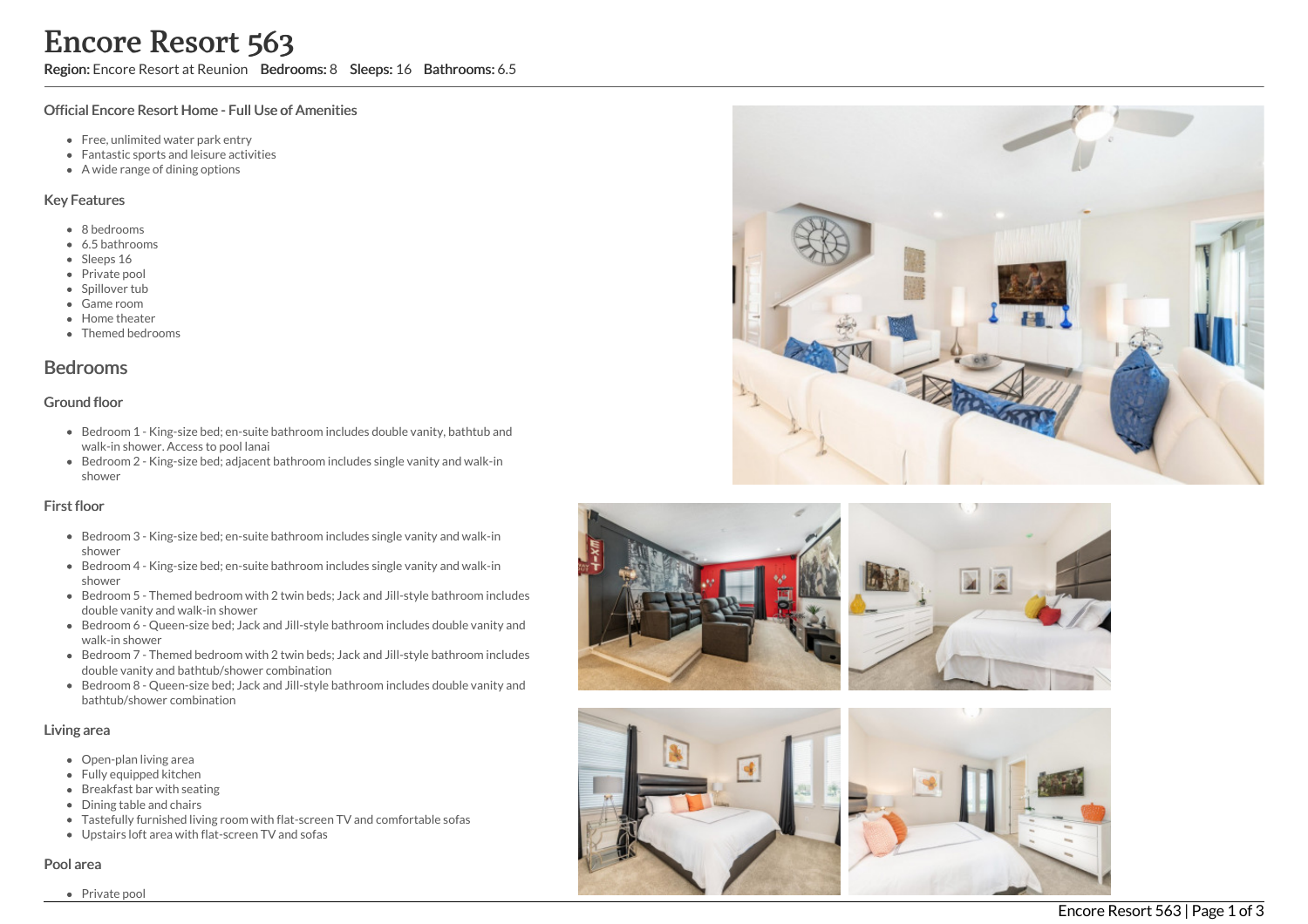# Encore Resort 563

**Region:** Encore Resort at Reunion **Bedrooms:** 8 **Sleeps:** 16 **Bathrooms:** 6.5

### Official Encore Resort Home - Full Use of Amenities

- Free, unlimited water park entry
- Fantastic sports and leisure activities
- A wide range of dining options

### Key Features

- 8 bedrooms
- 6.5 bathrooms
- Sleeps 16
- Private pool
- Spillover tub
- Game room
- Home theater
- Themed bedrooms

## Bedrooms

### Ground floor

- Bedroom 1 - King-size bed; en-suite bathroom includes double vanity, bathtub and walk-in shower. Access to pool lanai
- Bedroom 2 - King-size bed; adjacent bathroom includes single vanity and walk-in shower

### First floor

- Bedroom 3 - King-size bed; en-suite bathroom includes single vanity and walk-in shower
- Bedroom 4 - King-size bed; en-suite bathroom includes single vanity and walk-in shower
- Bedroom 5 - Themed bedroom with 2 twin beds; Jack and Jill-style bathroom includes double vanity and walk-in shower
- Bedroom 6 - Queen-size bed; Jack and Jill-style bathroom includes double vanity and walk-in shower
- Bedroom 7 - Themed bedroom with 2 twin beds; Jack and Jill-style bathroom includes double vanity and bathtub/shower combination
- Bedroom 8 - Queen-size bed; Jack and Jill-style bathroom includes double vanity and bathtub/shower combination

### Living area

- Open-plan living area
- Fully equipped kitchen
- Breakfast bar with seating
- Dining table and chairs
- Tastefully furnished living room with flat-screen TV and comfortable sofas
- Upstairs loft area with flat-screen TV and sofas

### Pool area

- Private pool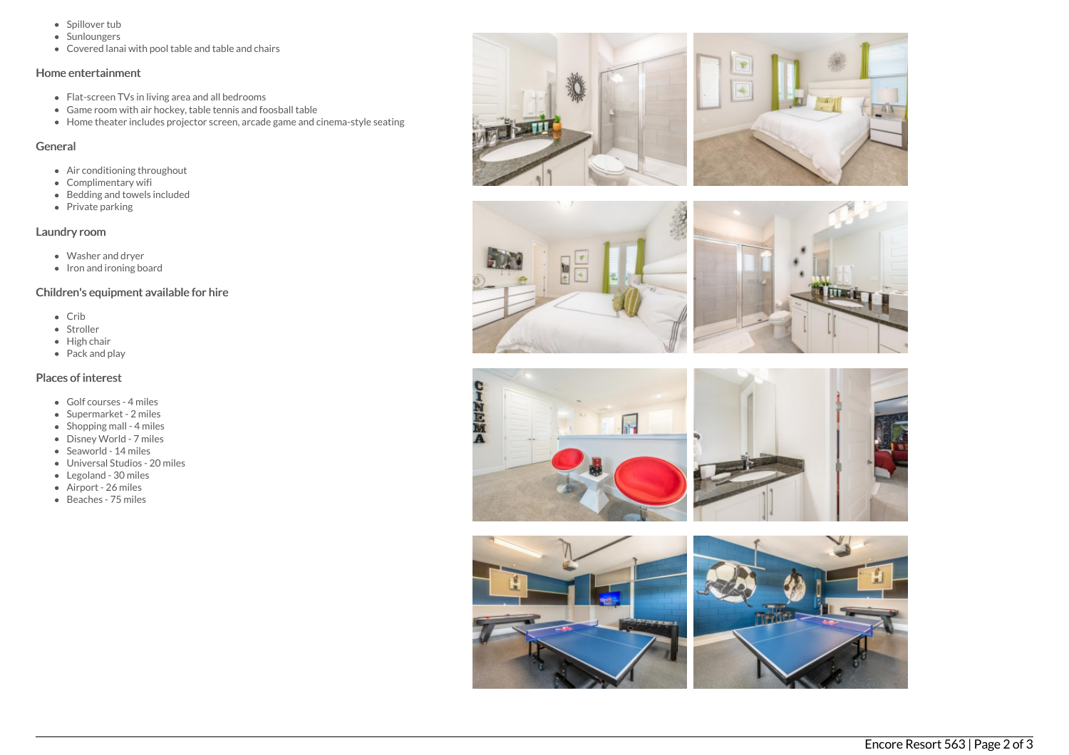- Spillover tub
- Sunloungers
- Covered lanai with pool table and table and chairs

## Home entertainment

- Flat-screen TVs in living area and all bedrooms
- Game room with air hockey, table tennis and foosball table
- Home theater includes projector screen, arcade game and cinema-style seating

## General

- Air conditioning throughout
- Complimentary wifi
- Bedding and towels included
- Private parking

## Laundry room

- Washer and dryer
- Iron and ironing board

## Children's equipment available for hire

- Crib
- Stroller
- High chair
- Pack and play

## Places of interest

- Golf courses - 4 miles
- Supermarket - 2 miles
- Shopping mall - 4 miles
- Disney World - 7 miles
- Seaworld - 14 miles
- Universal Studios - 20 miles
- Legoland - 30 miles
- Airport - 26 miles
- Beaches - 75 miles